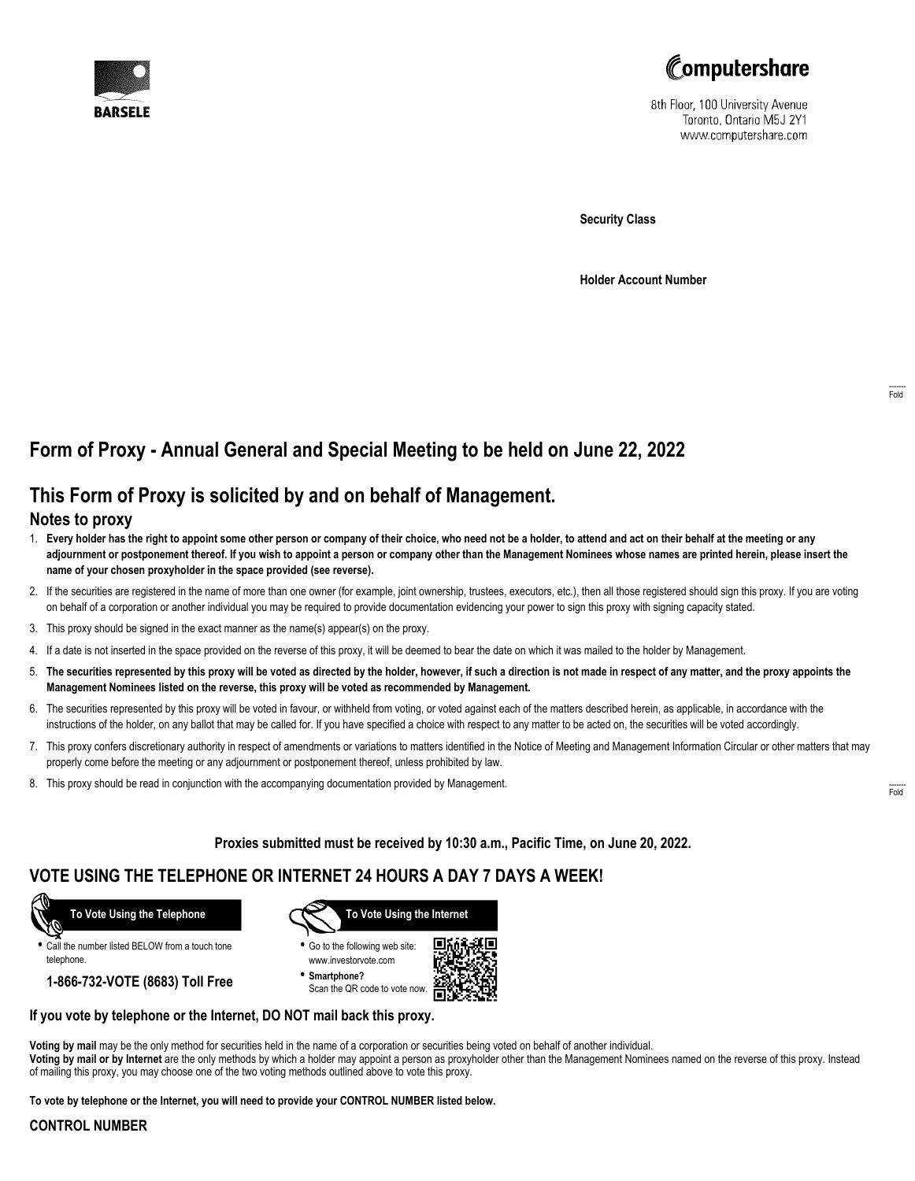BARSELE

Computershare

8th Floor, 100 University Avenue
Toronto, Ontario M5J 2Y1
www.computershare.com

**Security Class**

**Holder Account Number**

Fold

## Form of Proxy - Annual General and Special Meeting to be held on June 22, 2022

## This Form of Proxy is solicited by and on behalf of Management.

### Notes to proxy

1. **Every holder has the right to appoint some other person or company of their choice, who need not be a holder, to attend and act on their behalf at the meeting or any adjournment or postponement thereof. If you wish to appoint a person or company other than the Management Nominees whose names are printed herein, please insert the name of your chosen proxyholder in the space provided (see reverse).**
2. If the securities are registered in the name of more than one owner (for example, joint ownership, trustees, executors, etc.), then all those registered should sign this proxy. If you are voting on behalf of a corporation or another individual you may be required to provide documentation evidencing your power to sign this proxy with signing capacity stated.
3. This proxy should be signed in the exact manner as the name(s) appear(s) on the proxy.
4. If a date is not inserted in the space provided on the reverse of this proxy, it will be deemed to bear the date on which it was mailed to the holder by Management.
5. **The securities represented by this proxy will be voted as directed by the holder, however, if such a direction is not made in respect of any matter, and the proxy appoints the Management Nominees listed on the reverse, this proxy will be voted as recommended by Management.**
6. The securities represented by this proxy will be voted in favour, or withheld from voting, or voted against each of the matters described herein, as applicable, in accordance with the instructions of the holder, on any ballot that may be called for. If you have specified a choice with respect to any matter to be acted on, the securities will be voted accordingly.
7. This proxy confers discretionary authority in respect of amendments or variations to matters identified in the Notice of Meeting and Management Information Circular or other matters that may properly come before the meeting or any adjournment or postponement thereof, unless prohibited by law.
8. This proxy should be read in conjunction with the accompanying documentation provided by Management.

Fold

**Proxies submitted must be received by 10:30 a.m., Pacific Time, on June 20, 2022.**

## VOTE USING THE TELEPHONE OR INTERNET 24 HOURS A DAY 7 DAYS A WEEK!

**To Vote Using the Telephone**

- Call the number listed BELOW from a touch tone telephone.

**1-866-732-VOTE (8683) Toll Free**

**To Vote Using the Internet**

- Go to the following web site: www.investorvote.com
- **Smartphone?** Scan the QR code to vote now.

**If you vote by telephone or the Internet, DO NOT mail back this proxy.**

**Voting by mail** may be the only method for securities held in the name of a corporation or securities being voted on behalf of another individual.
**Voting by mail or by Internet** are the only methods by which a holder may appoint a person as proxyholder other than the Management Nominees named on the reverse of this proxy. Instead of mailing this proxy, you may choose one of the two voting methods outlined above to vote this proxy.

**To vote by telephone or the Internet, you will need to provide your CONTROL NUMBER listed below.**

**CONTROL NUMBER**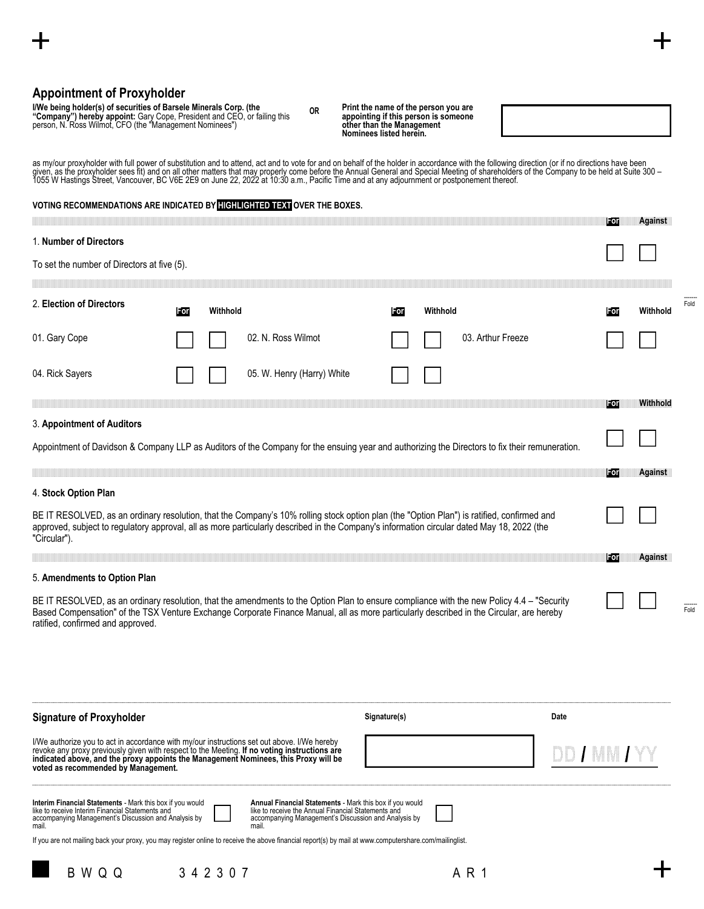## Appointment of Proxyholder

**I/We being holder(s) of securities of Barsele Minerals Corp. (the "Company") hereby appoint:** Gary Cope, President and CEO, or failing this person, N. Ross Wilmot, CFO (the "Management Nominees")

**OR**

**Print the name of the person you are appointing if this person is someone other than the Management Nominees listed herein.**

as my/our proxyholder with full power of substitution and to attend, act and to vote for and on behalf of the holder in accordance with the following direction (or if no directions have been given, as the proxyholder sees fit) and on all other matters that may properly come before the Annual General and Special Meeting of shareholders of the Company to be held at Suite 300 – 1055 W Hastings Street, Vancouver, BC V6E 2E9 on June 22, 2022 at 10:30 a.m., Pacific Time and at any adjournment or postponement thereof.

**VOTING RECOMMENDATIONS ARE INDICATED BY HIGHLIGHTED TEXT OVER THE BOXES.**

| | For | Against |
|---|---|---|
| 1. **Number of Directors**<br>To set the number of Directors at five (5). | ☐ | ☐ |

2. **Election of Directors**

| | For | Withhold | | For | Withhold | | For | Withhold |
|---|---|---|---|---|---|---|---|---|
| 01. Gary Cope | ☐ | ☐ | 02. N. Ross Wilmot | ☐ | ☐ | 03. Arthur Freeze | ☐ | ☐ |
| 04. Rick Sayers | ☐ | ☐ | 05. W. Henry (Harry) White | ☐ | ☐ | | | |

| | For | Withhold |
|---|---|---|
| 3. **Appointment of Auditors**<br>Appointment of Davidson & Company LLP as Auditors of the Company for the ensuing year and authorizing the Directors to fix their remuneration. | ☐ | ☐ |

| | For | Against |
|---|---|---|
| 4. **Stock Option Plan**<br>BE IT RESOLVED, as an ordinary resolution, that the Company's 10% rolling stock option plan (the "Option Plan") is ratified, confirmed and approved, subject to regulatory approval, all as more particularly described in the Company's information circular dated May 18, 2022 (the "Circular"). | ☐ | ☐ |

| | For | Against |
|---|---|---|
| 5. **Amendments to Option Plan**<br>BE IT RESOLVED, as an ordinary resolution, that the amendments to the Option Plan to ensure compliance with the new Policy 4.4 – "Security Based Compensation" of the TSX Venture Exchange Corporate Finance Manual, all as more particularly described in the Circular, are hereby ratified, confirmed and approved. | ☐ | ☐ |

## Signature of Proxyholder

I/We authorize you to act in accordance with my/our instructions set out above. I/We hereby revoke any proxy previously given with respect to the Meeting. **If no voting instructions are indicated above, and the proxy appoints the Management Nominees, this Proxy will be voted as recommended by Management.**

**Signature(s)**

**Date**

DD / MM / YY

**Interim Financial Statements** - Mark this box if you would like to receive Interim Financial Statements and accompanying Management's Discussion and Analysis by mail. ☐

**Annual Financial Statements** - Mark this box if you would like to receive the Annual Financial Statements and accompanying Management's Discussion and Analysis by mail. ☐

If you are not mailing back your proxy, you may register online to receive the above financial report(s) by mail at www.computershare.com/mailinglist.

B W Q Q 3 4 2 3 0 7 A R 1